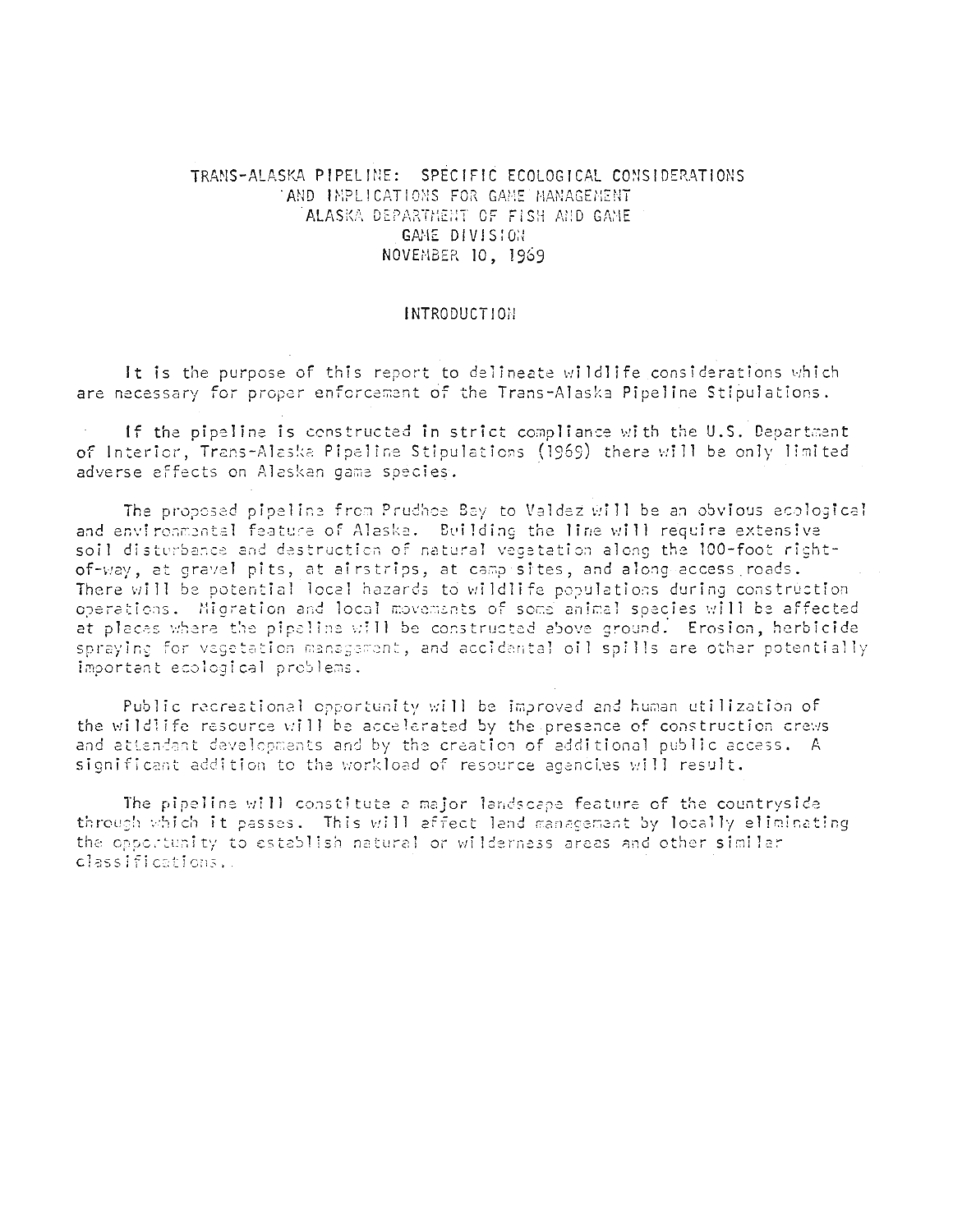# TRANS-ALASKA PIPELINE: SPECIFIC ECOLOGICAL CONSIDERATIONS AND IMPLICATIONS FOR GAME MANAGEMENT

ALASKA DEPARTMENT OF FISH AND GAME
GAME DIVISION
NOVEMBER 10, 1969

## INTRODUCTION

It is the purpose of this report to delineate wildlife considerations which are necessary for proper enforcement of the Trans-Alaska Pipeline Stipulations.

If the pipeline is constructed in strict compliance with the U.S. Department of Interior, Trans-Alaska Pipeline Stipulations (1969) there will be only limited adverse effects on Alaskan game species.

The proposed pipeline from Prudhoe Bay to Valdez will be an obvious ecological and environmental feature of Alaska. Building the line will require extensive soil disturbance and destruction of natural vegetation along the 100-foot right-of-way, at gravel pits, at airstrips, at camp sites, and along access roads. There will be potential local hazards to wildlife populations during construction operations. Migration and local movements of some animal species will be affected at places where the pipeline will be constructed above ground. Erosion, herbicide spraying for vegetation management, and accidental oil spills are other potentially important ecological problems.

Public recreational opportunity will be improved and human utilization of the wildlife resource will be accelerated by the presence of construction crews and attendant developments and by the creation of additional public access. A significant addition to the workload of resource agencies will result.

The pipeline will constitute a major landscape feature of the countryside through which it passes. This will affect land management by locally eliminating the opportunity to establish natural or wilderness areas and other similar classifications.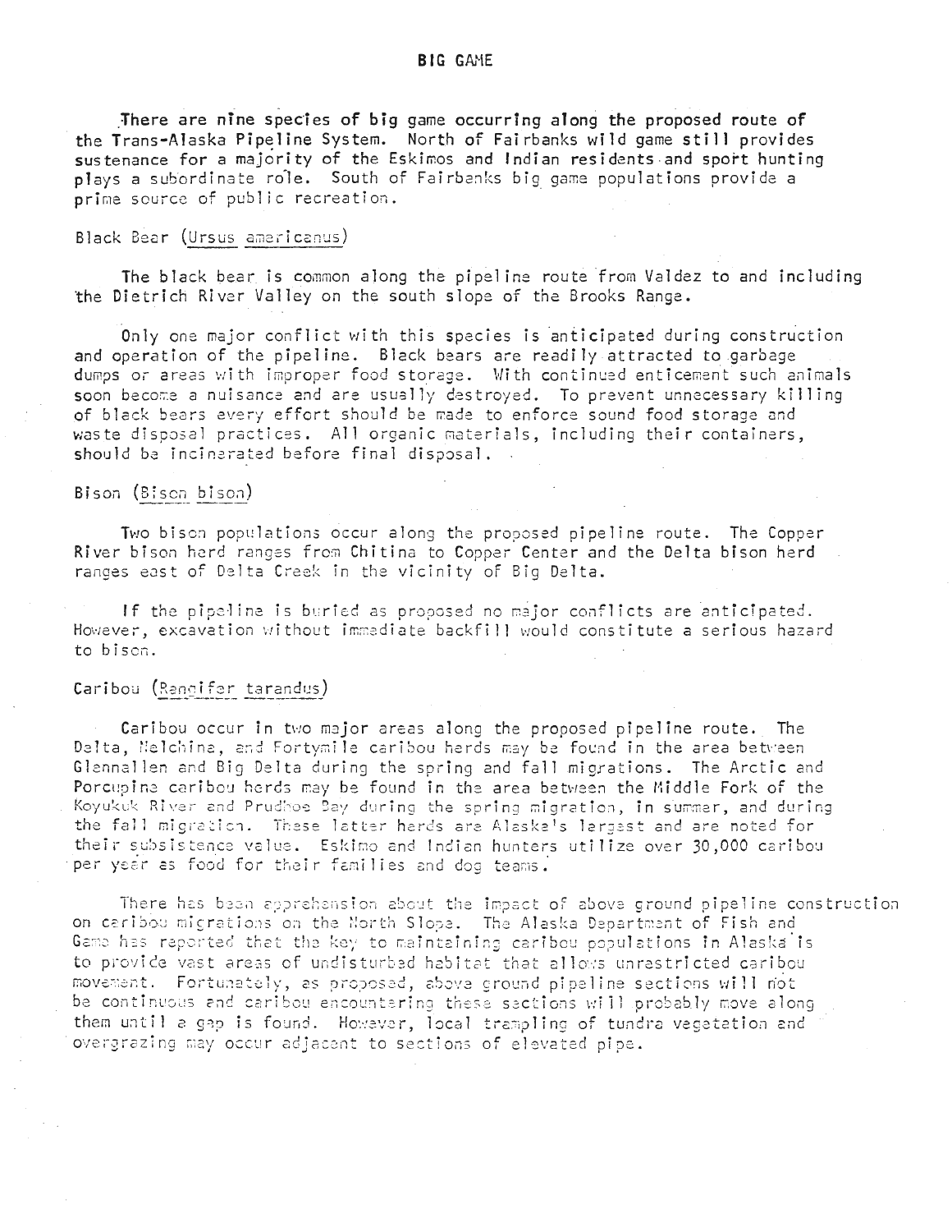# BIG GAME

There are nine species of big game occurring along the proposed route of the Trans-Alaska Pipeline System. North of Fairbanks wild game still provides sustenance for a majority of the Eskimos and Indian residents and sport hunting plays a subordinate role. South of Fairbanks big game populations provide a prime source of public recreation.

## Black Bear (Ursus americanus)

The black bear is common along the pipeline route from Valdez to and including the Dietrich River Valley on the south slope of the Brooks Range.

Only one major conflict with this species is anticipated during construction and operation of the pipeline. Black bears are readily attracted to garbage dumps or areas with improper food storage. With continued enticement such animals soon become a nuisance and are usually destroyed. To prevent unnecessary killing of black bears every effort should be made to enforce sound food storage and waste disposal practices. All organic materials, including their containers, should be incinerated before final disposal.

## Bison (Bison bison)

Two bison populations occur along the proposed pipeline route. The Copper River bison herd ranges from Chitina to Copper Center and the Delta bison herd ranges east of Delta Creek in the vicinity of Big Delta.

If the pipeline is buried as proposed no major conflicts are anticipated. However, excavation without immediate backfill would constitute a serious hazard to bison.

## Caribou (Rangifer tarandus)

Caribou occur in two major areas along the proposed pipeline route. The Delta, Nelchina, and Fortymile caribou herds may be found in the area between Glennallen and Big Delta during the spring and fall migrations. The Arctic and Porcupine caribou herds may be found in the area between the Middle Fork of the Koyukuk River and Prudhoe Bay during the spring migration, in summer, and during the fall migration. These latter herds are Alaska's largest and are noted for their subsistence value. Eskimo and Indian hunters utilize over 30,000 caribou per year as food for their families and dog teams.

There has been apprehension about the impact of above ground pipeline construction on caribou migrations on the North Slope. The Alaska Department of Fish and Game has reported that the key to maintaining caribou populations in Alaska is to provide vast areas of undisturbed habitat that allows unrestricted caribou movement. Fortunately, as proposed, above ground pipeline sections will not be continuous and caribou encountering these sections will probably move along them until a gap is found. However, local trampling of tundra vegetation and overgrazing may occur adjacent to sections of elevated pipe.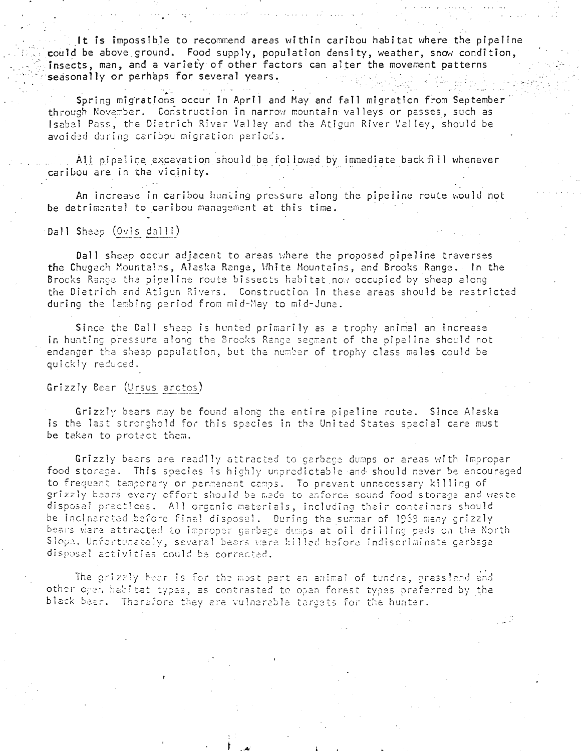It is impossible to recommend areas within caribou habitat where the pipeline could be above ground. Food supply, population density, weather, snow condition, insects, man, and a variety of other factors can alter the movement patterns seasonally or perhaps for several years.

Spring migrations occur in April and May and fall migration from September through November. Construction in narrow mountain valleys or passes, such as Isabel Pass, the Dietrich River Valley and the Atigun River Valley, should be avoided during caribou migration periods.

All pipeline excavation should be followed by immediate back fill whenever caribou are in the vicinity.

An increase in caribou hunting pressure along the pipeline route would not be detrimental to caribou management at this time.

Dall Sheep (Ovis dalli)

Dall sheep occur adjacent to areas where the proposed pipeline traverses the Chugach Mountains, Alaska Range, White Mountains, and Brooks Range. In the Brooks Range the pipeline route bissects habitat now occupied by sheep along the Dietrich and Atigun Rivers. Construction in these areas should be restricted during the lambing period from mid-May to mid-June.

Since the Dall sheep is hunted primarily as a trophy animal an increase in hunting pressure along the Brooks Range segment of the pipeline should not endanger the sheep population, but the number of trophy class males could be quickly reduced.

Grizzly Bear (Ursus arctos)

Grizzly bears may be found along the entire pipeline route. Since Alaska is the last stronghold for this species in the United States special care must be taken to protect them.

Grizzly bears are readily attracted to garbage dumps or areas with improper food storage. This species is highly unpredictable and should never be encouraged to frequent temporary or permanent camps. To prevent unnecessary killing of grizzly bears every effort should be made to enforce sound food storage and waste disposal practices. All organic materials, including their containers should be incinerated before final disposal. During the summer of 1969 many grizzly bears were attracted to improper garbage dumps at oil drilling pads on the North Slope. Unfortunately, several bears were killed before indiscriminate garbage disposal activities could be corrected.

The grizzly bear is for the most part an animal of tundra, grassland and other open habitat types, as contrasted to open forest types preferred by the black bear. Therefore they are vulnerable targets for the hunter.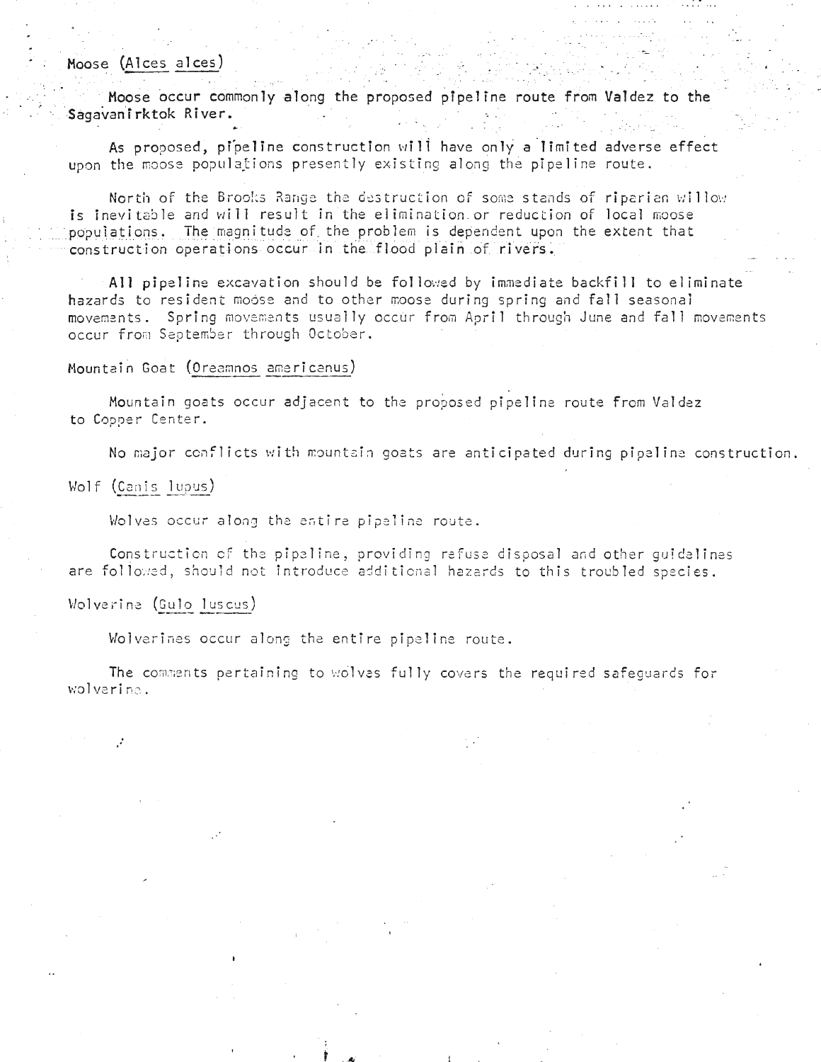Moose (Alces alces)

Moose occur commonly along the proposed pipeline route from Valdez to the Sagavanirktok River.

As proposed, pipeline construction will have only a limited adverse effect upon the moose populations presently existing along the pipeline route.

North of the Brooks Range the destruction of some stands of riparian willow is inevitable and will result in the elimination or reduction of local moose populations. The magnitude of the problem is dependent upon the extent that construction operations occur in the flood plain of rivers.

All pipeline excavation should be followed by immediate backfill to eliminate hazards to resident moose and to other moose during spring and fall seasonal movements. Spring movements usually occur from April through June and fall movements occur from September through October.

Mountain Goat (Oreamnos americanus)

Mountain goats occur adjacent to the proposed pipeline route from Valdez to Copper Center.

No major conflicts with mountain goats are anticipated during pipeline construction.

Wolf (Canis lupus)

Wolves occur along the entire pipeline route.

Construction of the pipeline, providing refuse disposal and other guidelines are followed, should not introduce additional hazards to this troubled species.

Wolverine (Gulo luscus)

Wolverines occur along the entire pipeline route.

The comments pertaining to wolves fully covers the required safeguards for wolverine.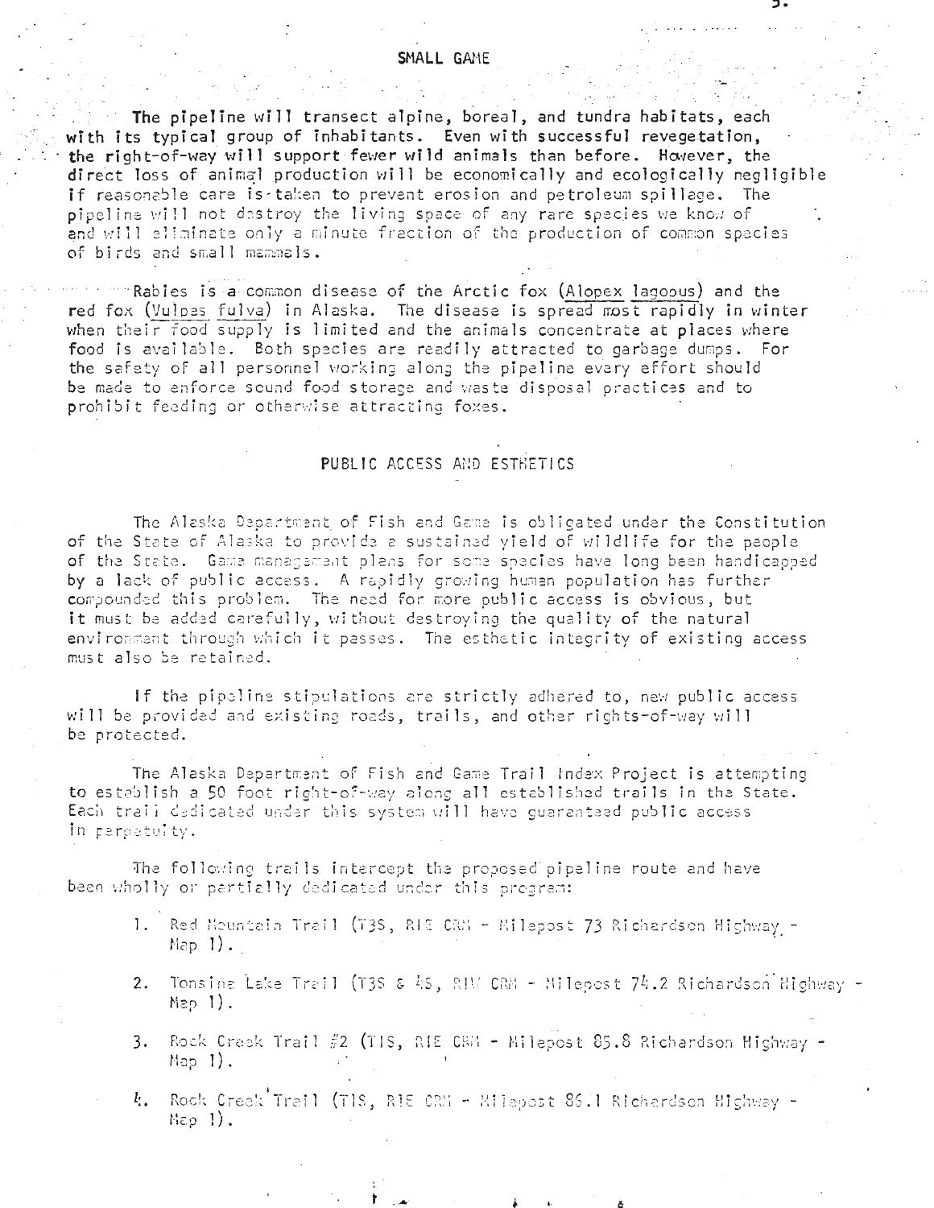## SMALL GAME

The pipeline will transect alpine, boreal, and tundra habitats, each with its typical group of inhabitants. Even with successful revegetation, the right-of-way will support fewer wild animals than before. However, the direct loss of animal production will be economically and ecologically negligible if reasonable care is taken to prevent erosion and petroleum spillage. The pipeline will not destroy the living space of any rare species we know of and will eliminate only a minute fraction of the production of common species of birds and small mammals.

Rabies is a common disease of the Arctic fox (Alopex lagopus) and the red fox (Vulpes fulva) in Alaska. The disease is spread most rapidly in winter when their food supply is limited and the animals concentrate at places where food is available. Both species are readily attracted to garbage dumps. For the safety of all personnel working along the pipeline every effort should be made to enforce sound food storage and waste disposal practices and to prohibit feeding or otherwise attracting foxes.

## PUBLIC ACCESS AND ESTHETICS

The Alaska Department of Fish and Game is obligated under the Constitution of the State of Alaska to provide a sustained yield of wildlife for the people of the State. Game management plans for some species have long been handicapped by a lack of public access. A rapidly growing human population has further compounded this problem. The need for more public access is obvious, but it must be added carefully, without destroying the quality of the natural environment through which it passes. The esthetic integrity of existing access must also be retained.

If the pipeline stipulations are strictly adhered to, new public access will be provided and existing roads, trails, and other rights-of-way will be protected.

The Alaska Department of Fish and Game Trail Index Project is attempting to establish a 50 foot right-of-way along all established trails in the State. Each trail dedicated under this system will have guaranteed public access in perpetuity.

The following trails intercept the proposed pipeline route and have been wholly or partially dedicated under this program:

1. Red Mountain Trail (T3S, R1E CRM - Milepost 73 Richardson Highway - Map 1).
2. Tonsina Lake Trail (T3S & 4S, R1W CRM - Milepost 74.2 Richardson Highway - Map 1).
3. Rock Creek Trail #2 (T1S, R1E CRM - Milepost 85.8 Richardson Highway - Map 1).
4. Rock Creek Trail (T1S, R1E CRM - Milepost 86.1 Richardson Highway - Map 1).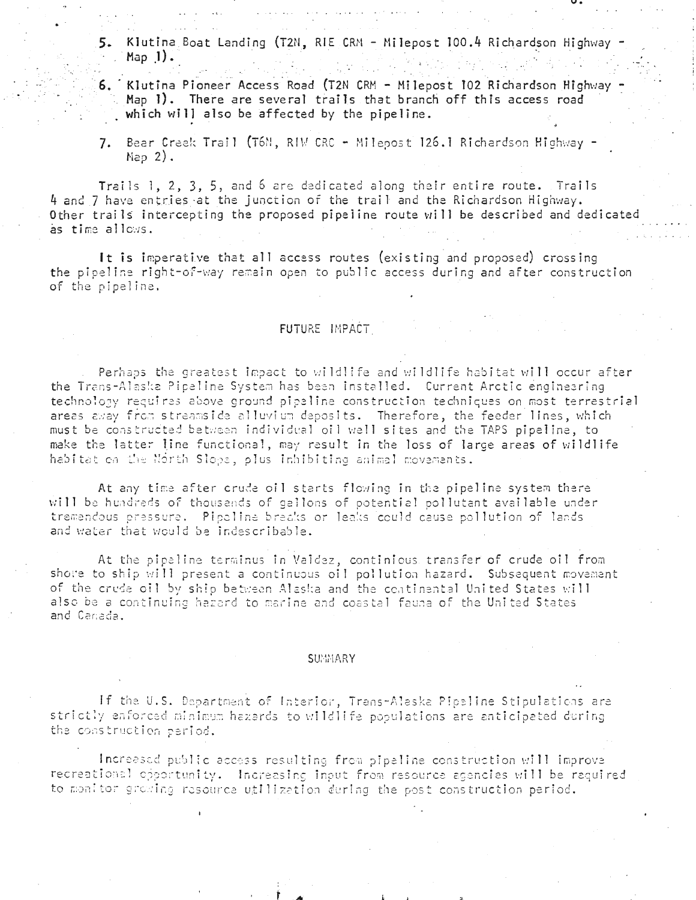5. Klutina Boat Landing (T2N, R1E CRM - Milepost 100.4 Richardson Highway - Map 1).

6. Klutina Pioneer Access Road (T2N CRM - Milepost 102 Richardson Highway - Map 1). There are several trails that branch off this access road which will also be affected by the pipeline.

7. Bear Creek Trail (T6N, R1W CRC - Milepost 126.1 Richardson Highway - Map 2).

Trails 1, 2, 3, 5, and 6 are dedicated along their entire route. Trails 4 and 7 have entries at the junction of the trail and the Richardson Highway. Other trails intercepting the proposed pipeline route will be described and dedicated as time allows.

It is imperative that all access routes (existing and proposed) crossing the pipeline right-of-way remain open to public access during and after construction of the pipeline.

## FUTURE IMPACT

Perhaps the greatest impact to wildlife and wildlife habitat will occur after the Trans-Alaska Pipeline System has been installed. Current Arctic engineering technology requires above ground pipeline construction techniques on most terrestrial areas away from streamside alluvium deposits. Therefore, the feeder lines, which must be constructed between individual oil well sites and the TAPS pipeline, to make the latter line functional, may result in the loss of large areas of wildlife habitat on the North Slope, plus inhibiting animal movements.

At any time after crude oil starts flowing in the pipeline system there will be hundreds of thousands of gallons of potential pollutant available under tremendous pressure. Pipeline breaks or leaks could cause pollution of lands and water that would be indescribable.

At the pipeline terminus in Valdez, continious transfer of crude oil from shore to ship will present a continuous oil pollution hazard. Subsequent movement of the crude oil by ship between Alaska and the continental United States will also be a continuing hazard to marine and coastal fauna of the United States and Canada.

## SUMMARY

If the U.S. Department of Interior, Trans-Alaska Pipeline Stipulations are strictly enforced minimum hazards to wildlife populations are anticipated during the construction period.

Increased public access resulting from pipeline construction will improve recreational opportunity. Increasing input from resource agencies will be required to monitor growing resource utilization during the post construction period.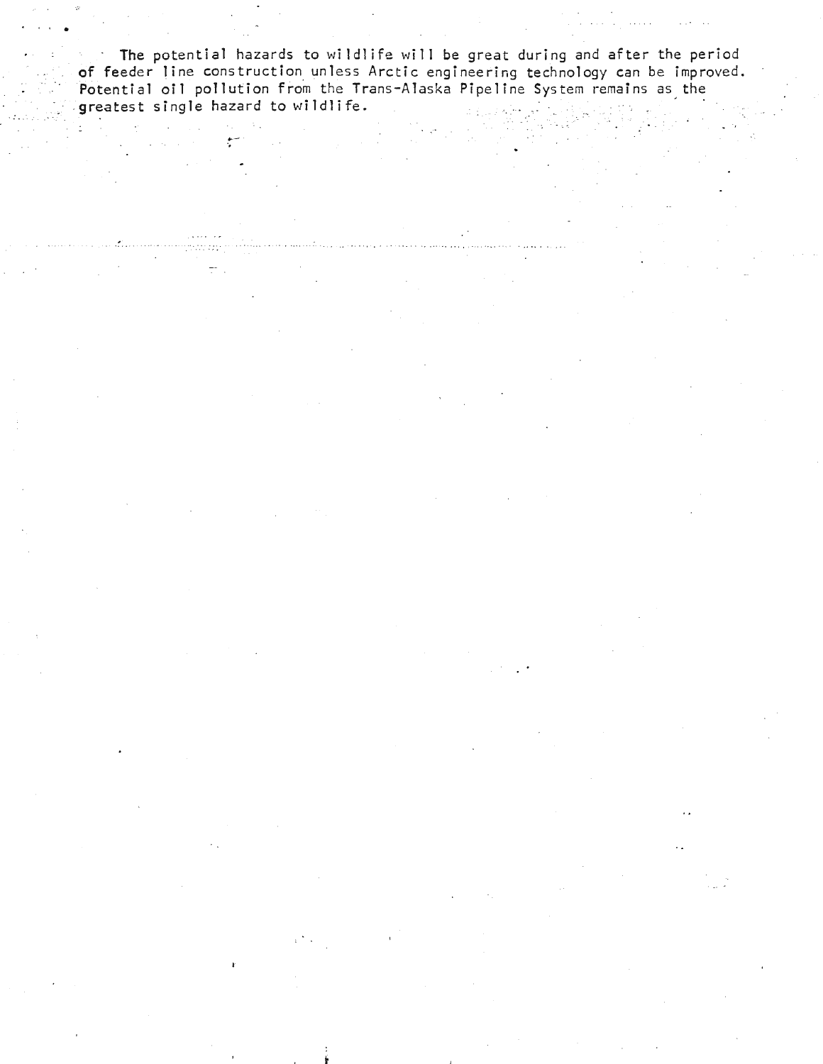The potential hazards to wildlife will be great during and after the period of feeder line construction unless Arctic engineering technology can be improved. Potential oil pollution from the Trans-Alaska Pipeline System remains as the greatest single hazard to wildlife.